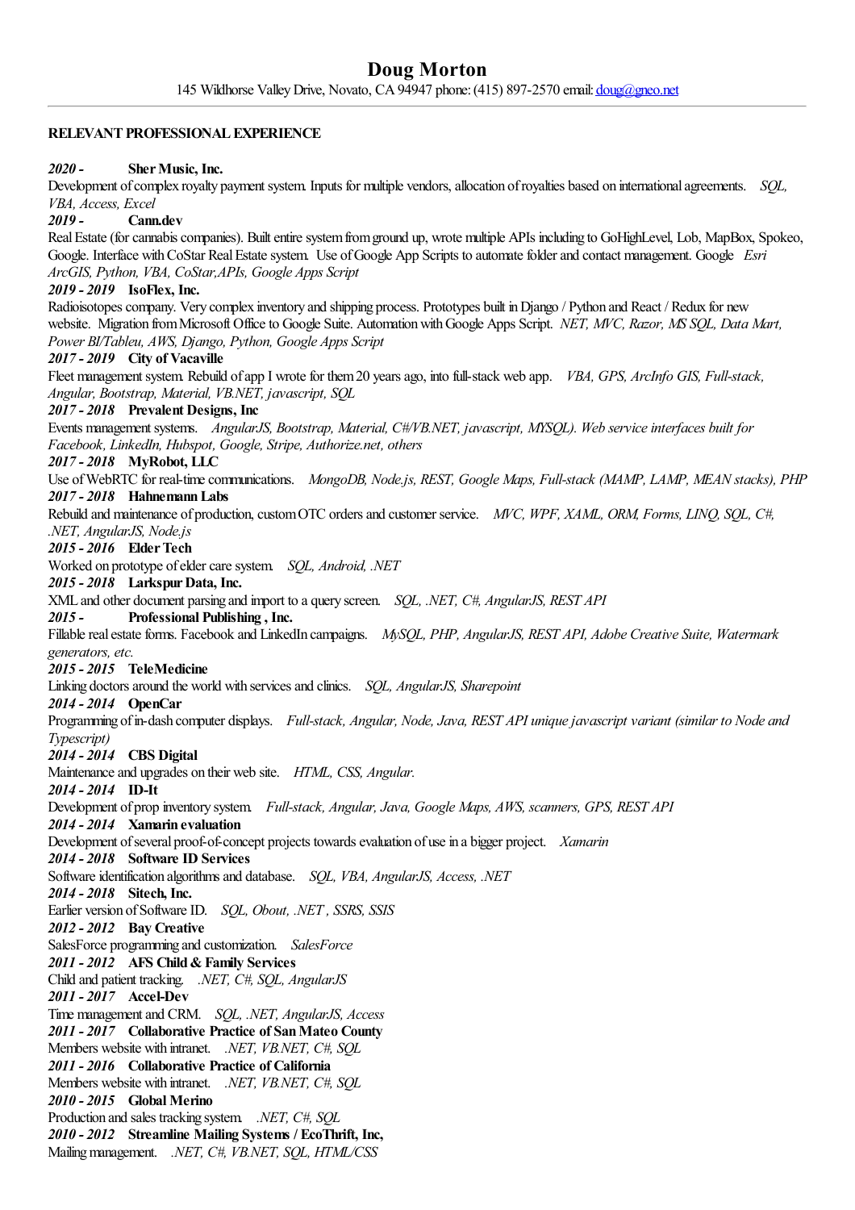# Doug Morton

145 Wildhorse Valley Drive, Novato, CA 94947 phone: (415) 897-2570 email: [doug@gneo.net](mailto:doug@gneo.net)

---

## RELEVANT PROFESSIONAL EXPERIENCE

***2020 -*** **Sher Music, Inc.**
Development of complex royalty payment system. Inputs for multiple vendors, allocation of royalties based on international agreements. *SQL, VBA, Access, Excel*

***2019 -*** **Cann.dev**
Real Estate (for cannabis companies). Built entire system from ground up, wrote multiple APIs including to GoHighLevel, Lob, MapBox, Spokeo, Google. Interface with CoStar Real Estate system. Use of Google App Scripts to automate folder and contact management. Google *Esri ArcGIS, Python, VBA, CoStar,APIs, Google Apps Script*

***2019 - 2019*** **IsoFlex, Inc.**
Radioisotopes company. Very complex inventory and shipping process. Prototypes built in Django / Python and React / Redux for new website. Migration from Microsoft Office to Google Suite. Automation with Google Apps Script. *NET, MVC, Razor, MS SQL, Data Mart, Power BI/Tableu, AWS, Django, Python, Google Apps Script*

***2017 - 2019*** **City of Vacaville**
Fleet management system. Rebuild of app I wrote for them 20 years ago, into full-stack web app. *VBA, GPS, ArcInfo GIS, Full-stack, Angular, Bootstrap, Material, VB.NET, javascript, SQL*

***2017 - 2018*** **Prevalent Designs, Inc**
Events management systems. *AngularJS, Bootstrap, Material, C#/VB.NET, javascript, MYSQL). Web service interfaces built for Facebook, LinkedIn, Hubspot, Google, Stripe, Authorize.net, others*

***2017 - 2018*** **MyRobot, LLC**
Use of WebRTC for real-time communications. *MongoDB, Node.js, REST, Google Maps, Full-stack (MAMP, LAMP, MEAN stacks), PHP*

***2017 - 2018*** **Hahnemann Labs**
Rebuild and maintenance of production, custom OTC orders and customer service. *MVC, WPF, XAML, ORM, Forms, LINQ, SQL, C#, .NET, AngularJS, Node.js*

***2015 - 2016*** **Elder Tech**
Worked on prototype of elder care system. *SQL, Android, .NET*

***2015 - 2018*** **Larkspur Data, Inc.**
XML and other document parsing and import to a query screen. *SQL, .NET, C#, AngularJS, REST API*

***2015 -*** **Professional Publishing , Inc.**
Fillable real estate forms. Facebook and LinkedIn campaigns. *MySQL, PHP, AngularJS, REST API, Adobe Creative Suite, Watermark generators, etc.*

***2015 - 2015*** **TeleMedicine**
Linking doctors around the world with services and clinics. *SQL, AngularJS, Sharepoint*

***2014 - 2014*** **OpenCar**
Programming of in-dash computer displays. *Full-stack, Angular, Node, Java, REST API unique javascript variant (similar to Node and Typescript)*

***2014 - 2014*** **CBS Digital**
Maintenance and upgrades on their web site. *HTML, CSS, Angular.*

***2014 - 2014*** **ID-It**
Development of prop inventory system. *Full-stack, Angular, Java, Google Maps, AWS, scanners, GPS, REST API*

***2014 - 2014*** **Xamarin evaluation**
Development of several proof-of-concept projects towards evaluation of use in a bigger project. *Xamarin*

***2014 - 2018*** **Software ID Services**
Software identification algorithms and database. *SQL, VBA, AngularJS, Access, .NET*

***2014 - 2018*** **Sitech, Inc.**
Earlier version of Software ID. *SQL, Obout, .NET , SSRS, SSIS*

***2012 - 2012*** **Bay Creative**
SalesForce programming and customization. *SalesForce*

***2011 - 2012*** **AFS Child & Family Services**
Child and patient tracking. *.NET, C#, SQL, AngularJS*

***2011 - 2017*** **Accel-Dev**
Time management and CRM. *SQL, .NET, AngularJS, Access*

***2011 - 2017*** **Collaborative Practice of San Mateo County**
Members website with intranet. *.NET, VB.NET, C#, SQL*

***2011 - 2016*** **Collaborative Practice of California**
Members website with intranet. *.NET, VB.NET, C#, SQL*

***2010 - 2015*** **Global Merino**
Production and sales tracking system. *.NET, C#, SQL*

***2010 - 2012*** **Streamline Mailing Systems / EcoThrift, Inc,**
Mailing management. *.NET, C#, VB.NET, SQL, HTML/CSS*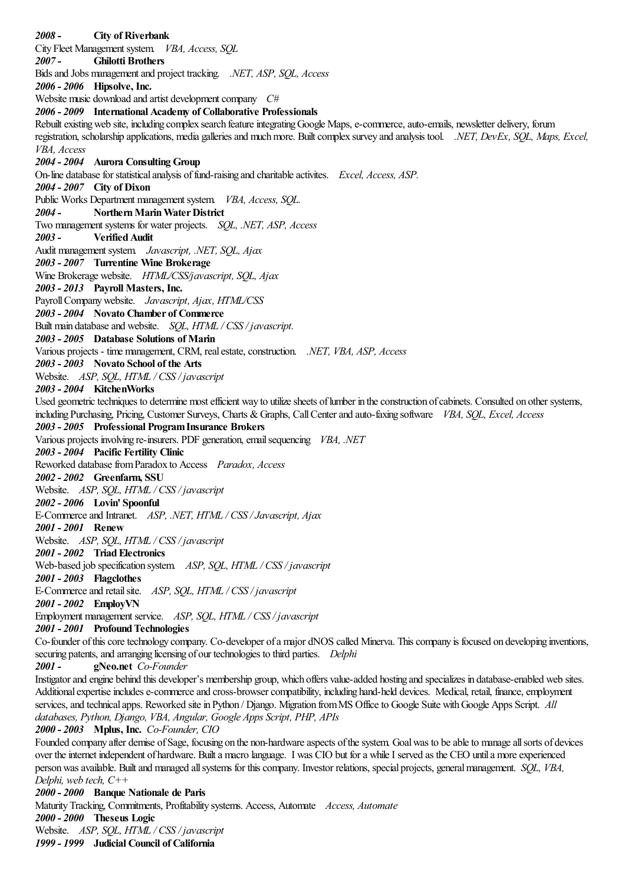***2008 -*** **City of Riverbank**

City Fleet Management system. *VBA, Access, SQL*

***2007 -*** **Ghilotti Brothers**

Bids and Jobs management and project tracking. *.NET, ASP, SQL, Access*

***2006 - 2006*** **Hipsolve, Inc.**

Website music download and artist development company *C#*

***2006 - 2009*** **International Academy of Collaborative Professionals**

Rebuilt existing web site, including complex search feature integrating Google Maps, e-commerce, auto-emails, newsletter delivery, forum registration, scholarship applications, media galleries and much more. Built complex survey and analysis tool. *.NET, DevEx, SQL, Maps, Excel, VBA, Access*

***2004 - 2004*** **Aurora Consulting Group**

On-line database for statistical analysis of fund-raising and charitable activites. *Excel, Access, ASP.*

***2004 - 2007*** **City of Dixon**

Public Works Department management system. *VBA, Access, SQL.*

***2004 -*** **Northern Marin Water District**

Two management systems for water projects. *SQL, .NET, ASP, Access*

***2003 -*** **Verified Audit**

Audit management system. *Javascript, .NET, SQL, Ajax*

***2003 - 2007*** **Turrentine Wine Brokerage**

Wine Brokerage website. *HTML/CSS/javascript, SQL, Ajax*

***2003 - 2013*** **Payroll Masters, Inc.**

Payroll Company website. *Javascript, Ajax, HTML/CSS*

***2003 - 2004*** **Novato Chamber of Commerce**

Built main database and website. *SQL, HTML / CSS / javascript.*

***2003 - 2005*** **Database Solutions of Marin**

Various projects - time management, CRM, real estate, construction. *.NET, VBA, ASP, Access*

***2003 - 2003*** **Novato School of the Arts**

Website. *ASP, SQL, HTML / CSS / javascript*

***2003 - 2004*** **KitchenWorks**

Used geometric techniques to determine most efficient way to utilize sheets of lumber in the construction of cabinets. Consulted on other systems, including Purchasing, Pricing, Customer Surveys, Charts & Graphs, Call Center and auto-faxing software *VBA, SQL, Excel, Access*

***2003 - 2005*** **Professional Program Insurance Brokers**

Various projects involving re-insurers. PDF generation, email sequencing *VBA, .NET*

***2003 - 2004*** **Pacific Fertility Clinic**

Reworked database from Paradox to Access *Paradox, Access*

***2002 - 2002*** **Greenfarm, SSU**

Website. *ASP, SQL, HTML / CSS / javascript*

***2002 - 2006*** **Lovin' Spoonful**

E-Commerce and Intranet. *ASP, .NET, HTML / CSS / Javascript, Ajax*

***2001 - 2001*** **Renew**

Website. *ASP, SQL, HTML / CSS / javascript*

***2001 - 2002*** **Triad Electronics**

Web-based job specification system. *ASP, SQL, HTML / CSS / javascript*

***2001 - 2003*** **Flagclothes**

E-Commerce and retail site. *ASP, SQL, HTML / CSS / javascript*

***2001 - 2002*** **EmployVN**

Employment management service. *ASP, SQL, HTML / CSS / javascript*

***2001 - 2001*** **Profound Technologies**

Co-founder of this core technology company. Co-developer of a major dNOS called Minerva. This company is focused on developing inventions, securing patents, and arranging licensing of our technologies to third parties. *Delphi*

***2001 -*** **gNeo.net** *Co-Founder*

Instigator and engine behind this developer's membership group, which offers value-added hosting and specializes in database-enabled web sites. Additional expertise includes e-commerce and cross-browser compatibility, including hand-held devices. Medical, retail, finance, employment services, and technical apps. Reworked site in Python / Django. Migration from MS Office to Google Suite with Google Apps Script. *All databases, Python, Django, VBA, Angular, Google Apps Script, PHP, APIs*

***2000 - 2003*** **Mplus, Inc.** *Co-Founder, CIO*

Founded company after demise of Sage, focusing on the non-hardware aspects of the system. Goal was to be able to manage all sorts of devices over the internet independent of hardware. Built a macro language. I was CIO but for a while I served as the CEO until a more experienced person was available. Built and managed all systems for this company. Investor relations, special projects, general management. *SQL, VBA, Delphi, web tech, C++*

***2000 - 2000*** **Banque Nationale de Paris**

Maturity Tracking, Commitments, Profitability systems. Access, Automate *Access, Automate*

***2000 - 2000*** **Theseus Logic**

Website. *ASP, SQL, HTML / CSS / javascript*

***1999 - 1999*** **Judicial Council of California**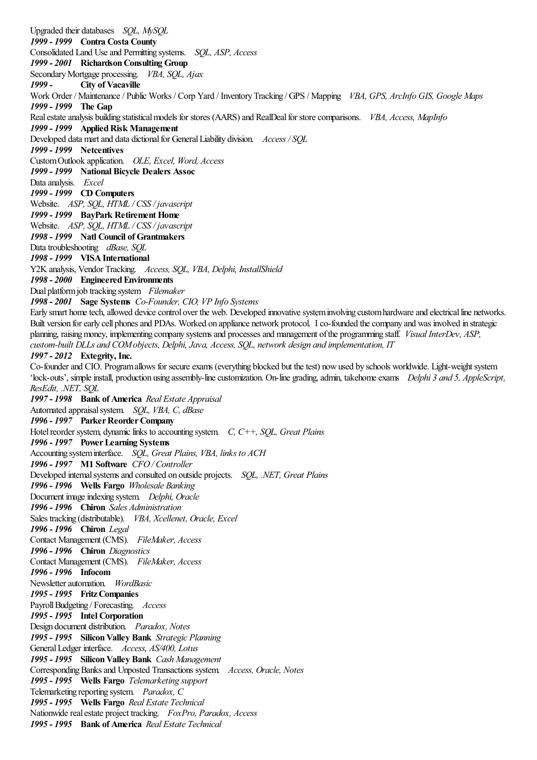Upgraded their databases *SQL, MySQL*

***1999 - 1999*** **Contra Costa County**

Consolidated Land Use and Permitting systems. *SQL, ASP, Access*

***1999 - 2001*** **Richardson Consulting Group**

Secondary Mortgage processing. *VBA, SQL, Ajax*

***1999 -*** **City of Vacaville**

Work Order / Maintenance / Public Works / Corp Yard / Inventory Tracking / GPS / Mapping *VBA, GPS, ArcInfo GIS, Google Maps*

***1999 - 1999*** **The Gap**

Real estate analysis building statistical models for stores (AARS) and RealDeal for store comparisons. *VBA, Access, MapInfo*

***1999 - 1999*** **Applied Risk Management**

Developed data mart and data dictional for General Liability division. *Access / SQL*

***1999 - 1999*** **Netcentives**

Custom Outlook application. *OLE, Excel, Word, Access*

***1999 - 1999*** **National Bicycle Dealers Assoc**

Data analysis. *Excel*

***1999 - 1999*** **CD Computers**

Website. *ASP, SQL, HTML / CSS / javascript*

***1999 - 1999*** **BayPark Retirement Home**

Website. *ASP, SQL, HTML / CSS / javascript*

***1998 - 1999*** **Natl Council of Grantmakers**

Data troubleshooting *dBase, SQL*

***1998 - 1999*** **VISA International**

Y2K analysis, Vendor Tracking. *Access, SQL, VBA, Delphi, InstallShield*

***1998 - 2000*** **Engineered Environments**

Dual platform job tracking system *Filemaker*

***1998 - 2001*** **Sage Systems** *Co-Founder, CIO, VP Info Systems*

Early smart home tech, allowed device control over the web. Developed innovative system involving custom hardware and electrical line networks. Built version for early cell phones and PDAs. Worked on appliance network protocol. I co-founded the company and was involved in strategic planning, raising money, implementing company systems and processes and management of the programming staff. *Visual InterDev, ASP, custom-built DLLs and COM objects, Delphi, Java, Access, SQL, network design and implementation, IT*

***1997 - 2012*** **Extegrity, Inc.**

Co-founder and CIO. Program allows for secure exams (everything blocked but the test) now used by schools worldwide. Light-weight system 'lock-outs', simple install, production using assembly-line customization. On-line grading, admin, takehome exams *Delphi 3 and 5, AppleScript, ResEdit, .NET, SQL*

***1997 - 1998*** **Bank of America** *Real Estate Appraisal*

Automated appraisal system. *SQL, VBA, C, dBase*

***1996 - 1997*** **Parker Reorder Company**

Hotel reorder system, dynamic links to accounting system. *C, C++, SQL, Great Plains*

***1996 - 1997*** **Power Learning Systems**

Accounting system interface. *SQL, Great Plains, VBA, links to ACH*

***1996 - 1997*** **M1 Software** *CFO / Controller*

Developed internal systems and consulted on outside projects. *SQL, .NET, Great Plains*

***1996 - 1996*** **Wells Fargo** *Wholesale Banking*

Document image indexing system. *Delphi, Oracle*

***1996 - 1996*** **Chiron** *Sales Administration*

Sales tracking (distributable). *VBA, Xcellenet, Oracle, Excel*

***1996 - 1996*** **Chiron** *Legal*

Contact Management (CMS). *FileMaker, Access*

***1996 - 1996*** **Chiron** *Diagnostics*

Contact Management (CMS). *FileMaker, Access*

***1996 - 1996*** **Infocom**

Newsletter automation. *WordBasic*

***1995 - 1995*** **Fritz Companies**

Payroll Budgeting / Forecasting. *Access*

***1995 - 1995*** **Intel Corporation**

Design document distribution. *Paradox, Notes*

***1995 - 1995*** **Silicon Valley Bank** *Strategic Planning*

General Ledger interface. *Access, AS/400, Lotus*

***1995 - 1995*** **Silicon Valley Bank** *Cash Management*

Corresponding Banks and Unposted Transactions system. *Access, Oracle, Notes*

***1995 - 1995*** **Wells Fargo** *Telemarketing support*

Telemarketing reporting system. *Paradox, C*

***1995 - 1995*** **Wells Fargo** *Real Estate Technical*

Nationwide real estate project tracking. *FoxPro, Paradox, Access*

***1995 - 1995*** **Bank of America** *Real Estate Technical*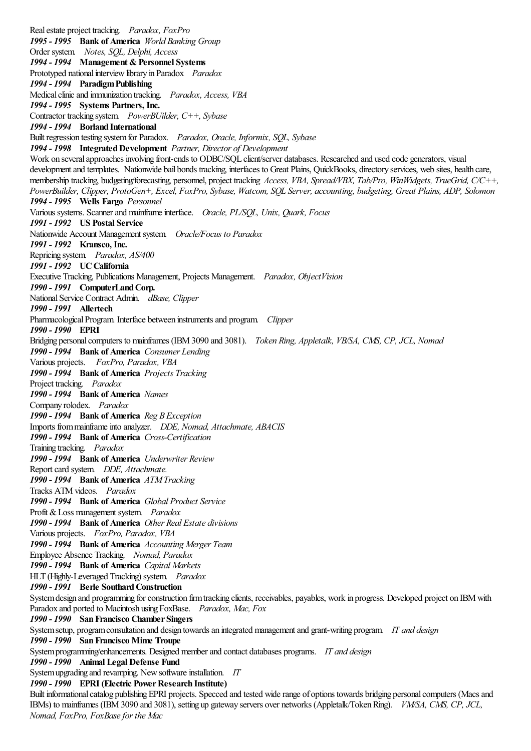Real estate project tracking. *Paradox, FoxPro*

***1995 - 1995*** **Bank of America** *World Banking Group*

Order system. *Notes, SQL, Delphi, Access*

***1994 - 1994*** **Management & Personnel Systems**

Prototyped national interview library in Paradox *Paradox*

***1994 - 1994*** **Paradigm Publishing**

Medical clinic and immunization tracking. *Paradox, Access, VBA*

***1994 - 1995*** **Systems Partners, Inc.**

Contractor tracking system. *PowerBUilder, C++, Sybase*

***1994 - 1994*** **Borland International**

Built regression testing system for Paradox. *Paradox, Oracle, Informix, SQL, Sybase*

***1994 - 1998*** **Integrated Development** *Partner, Director of Development*

Work on several approaches involving front-ends to ODBC/SQL client/server databases. Researched and used code generators, visual development and templates. Nationwide bail bonds tracking, interfaces to Great Plains, QuickBooks, directory services, web sites, health care, membership tracking, budgeting/forecasting, personnel, project tracking *Access, VBA, Spread/VBX, Tab/Pro, WinWidgets, TrueGrid, C/C++, PowerBuilder, Clipper, ProtoGen+, Excel, FoxPro, Sybase, Watcom, SQL Server, accounting, budgeting, Great Plains, ADP, Solomon*

***1994 - 1995*** **Wells Fargo** *Personnel*

Various systems. Scanner and mainframe interface. *Oracle, PL/SQL, Unix, Quark, Focus*

***1991 - 1992*** **US Postal Service**

Nationwide Account Management system. *Oracle/Focus to Paradox*

***1991 - 1992*** **Kransco, Inc.**

Repricing system. *Paradox, AS/400*

***1991 - 1992*** **UC California**

Executive Tracking, Publications Management, Projects Management. *Paradox, ObjectVision*

***1990 - 1991*** **ComputerLand Corp.**

National Service Contract Admin. *dBase, Clipper*

***1990 - 1991*** **Allertech**

Pharmacological Program. Interface between instruments and program. *Clipper*

***1990 - 1990*** **EPRI**

Bridging personal computers to mainframes (IBM 3090 and 3081). *Token Ring, Appletalk, VB/SA, CMS, CP, JCL, Nomad*

***1990 - 1994*** **Bank of America** *Consumer Lending*

Various projects. *FoxPro, Paradox, VBA*

***1990 - 1994*** **Bank of America** *Projects Tracking*

Project tracking. *Paradox*

***1990 - 1994*** **Bank of America** *Names*

Company rolodex. *Paradox*

***1990 - 1994*** **Bank of America** *Reg B Exception*

Imports from mainframe into analyzer. *DDE, Nomad, Attachmate, ABACIS*

***1990 - 1994*** **Bank of America** *Cross-Certification*

Training tracking. *Paradox*

***1990 - 1994*** **Bank of America** *Underwriter Review*

Report card system. *DDE, Attachmate.*

***1990 - 1994*** **Bank of America** *ATM Tracking*

Tracks ATM videos. *Paradox*

***1990 - 1994*** **Bank of America** *Global Product Service*

Profit & Loss management system. *Paradox*

***1990 - 1994*** **Bank of America** *Other Real Estate divisions*

Various projects. *FoxPro, Paradox, VBA*

***1990 - 1994*** **Bank of America** *Accounting Merger Team*

Employee Absence Tracking. *Nomad, Paradox*

***1990 - 1994*** **Bank of America** *Capital Markets*

HLT (Highly-Leveraged Tracking) system. *Paradox*

***1990 - 1991*** **Berle Southard Construction**

System design and programming for construction firm tracking clients, receivables, payables, work in progress. Developed project on IBM with Paradox and ported to Macintosh using FoxBase. *Paradox, Mac, Fox*

***1990 - 1990*** **San Francisco Chamber Singers**

System setup, program consultation and design towards an integrated management and grant-writing program. *IT and design*

***1990 - 1990*** **San Francisco Mime Troupe**

System programming/enhancements. Designed member and contact databases programs. *IT and design*

***1990 - 1990*** **Animal Legal Defense Fund**

System upgrading and revamping. New software installation. *IT*

***1990 - 1990*** **EPRI (Electric Power Research Institute)**

Built informational catalog publishing EPRI projects. Specced and tested wide range of options towards bridging personal computers (Macs and IBMs) to mainframes (IBM 3090 and 3081), setting up gateway servers over networks (Appletalk/Token Ring). *VM/SA, CMS, CP, JCL, Nomad, FoxPro, FoxBase for the Mac*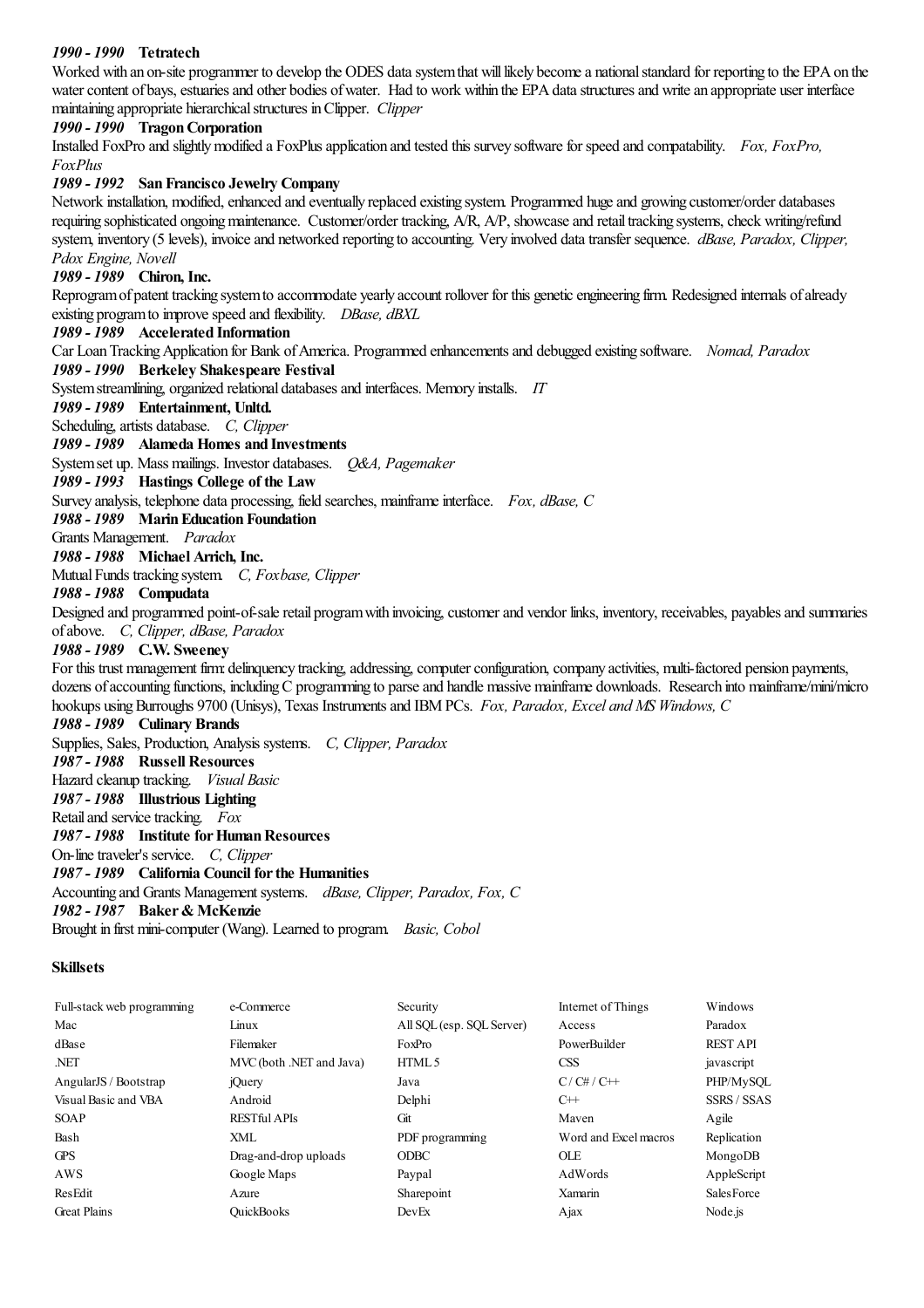***1990 - 1990*** **Tetratech**

Worked with an on-site programmer to develop the ODES data system that will likely become a national standard for reporting to the EPA on the water content of bays, estuaries and other bodies of water. Had to work within the EPA data structures and write an appropriate user interface maintaining appropriate hierarchical structures in Clipper. *Clipper*

***1990 - 1990*** **Tragon Corporation**

Installed FoxPro and slightly modified a FoxPlus application and tested this survey software for speed and compatability. *Fox, FoxPro, FoxPlus*

***1989 - 1992*** **San Francisco Jewelry Company**

Network installation, modified, enhanced and eventually replaced existing system. Programmed huge and growing customer/order databases requiring sophisticated ongoing maintenance. Customer/order tracking, A/R, A/P, showcase and retail tracking systems, check writing/refund system, inventory (5 levels), invoice and networked reporting to accounting. Very involved data transfer sequence. *dBase, Paradox, Clipper, Pdox Engine, Novell*

***1989 - 1989*** **Chiron, Inc.**

Reprogram of patent tracking system to accommodate yearly account rollover for this genetic engineering firm. Redesigned internals of already existing program to improve speed and flexibility. *DBase, dBXL*

***1989 - 1989*** **Accelerated Information**

Car Loan Tracking Application for Bank of America. Programmed enhancements and debugged existing software. *Nomad, Paradox*

***1989 - 1990*** **Berkeley Shakespeare Festival**

System streamlining, organized relational databases and interfaces. Memory installs. *IT*

***1989 - 1989*** **Entertainment, Unltd.**

Scheduling, artists database. *C, Clipper*

***1989 - 1989*** **Alameda Homes and Investments**

System set up. Mass mailings. Investor databases. *Q&A, Pagemaker*

***1989 - 1993*** **Hastings College of the Law**

Survey analysis, telephone data processing, field searches, mainframe interface. *Fox, dBase, C*

***1988 - 1989*** **Marin Education Foundation**

Grants Management. *Paradox*

***1988 - 1988*** **Michael Arrich, Inc.**

Mutual Funds tracking system. *C, Foxbase, Clipper*

***1988 - 1988*** **Compudata**

Designed and programmed point-of-sale retail program with invoicing, customer and vendor links, inventory, receivables, payables and summaries of above. *C, Clipper, dBase, Paradox*

***1988 - 1989*** **C.W. Sweeney**

For this trust management firm: delinquency tracking, addressing, computer configuration, company activities, multi-factored pension payments, dozens of accounting functions, including C programming to parse and handle massive mainframe downloads. Research into mainframe/mini/micro hookups using Burroughs 9700 (Unisys), Texas Instruments and IBM PCs. *Fox, Paradox, Excel and MS Windows, C*

***1988 - 1989*** **Culinary Brands**

Supplies, Sales, Production, Analysis systems. *C, Clipper, Paradox*

***1987 - 1988*** **Russell Resources**

Hazard cleanup tracking. *Visual Basic*

***1987 - 1988*** **Illustrious Lighting**

Retail and service tracking. *Fox*

***1987 - 1988*** **Institute for Human Resources**

On-line traveler's service. *C, Clipper*

***1987 - 1989*** **California Council for the Humanities**

Accounting and Grants Management systems. *dBase, Clipper, Paradox, Fox, C*

***1982 - 1987*** **Baker & McKenzie**

Brought in first mini-computer (Wang). Learned to program. *Basic, Cobol*

**Skillsets**

| | | | | |
|---|---|---|---|---|
| Full-stack web programming | e-Commerce | Security | Internet of Things | Windows |
| Mac | Linux | All SQL (esp. SQL Server) | Access | Paradox |
| dBase | Filemaker | FoxPro | PowerBuilder | REST API |
| .NET | MVC (both .NET and Java) | HTML 5 | CSS | javascript |
| AngularJS / Bootstrap | jQuery | Java | C / C# / C++ | PHP/MySQL |
| Visual Basic and VBA | Android | Delphi | C++ | SSRS / SSAS |
| SOAP | RESTful APIs | Git | Maven | Agile |
| Bash | XML | PDF programming | Word and Excel macros | Replication |
| GPS | Drag-and-drop uploads | ODBC | OLE | MongoDB |
| AWS | Google Maps | Paypal | AdWords | AppleScript |
| ResEdit | Azure | Sharepoint | Xamarin | SalesForce |
| Great Plains | QuickBooks | DevEx | Ajax | Node.js |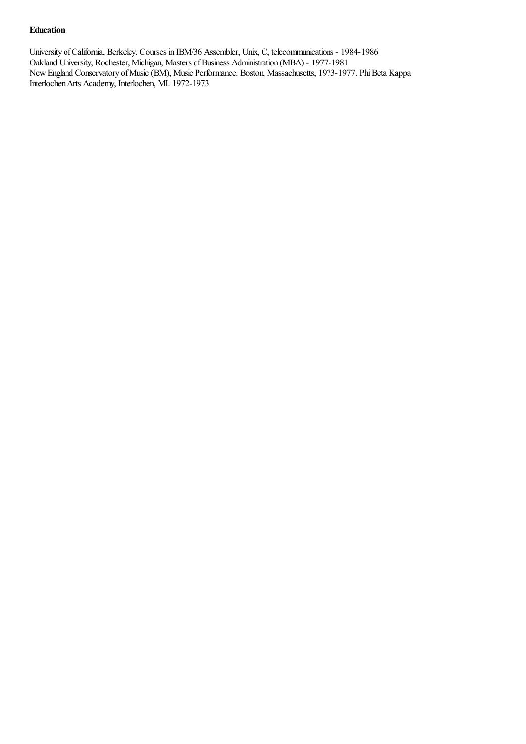**Education**

University of California, Berkeley. Courses in IBM/36 Assembler, Unix, C, telecommunications - 1984-1986
Oakland University, Rochester, Michigan, Masters of Business Administration (MBA) - 1977-1981
New England Conservatory of Music (BM), Music Performance. Boston, Massachusetts, 1973-1977. Phi Beta Kappa
Interlochen Arts Academy, Interlochen, MI. 1972-1973